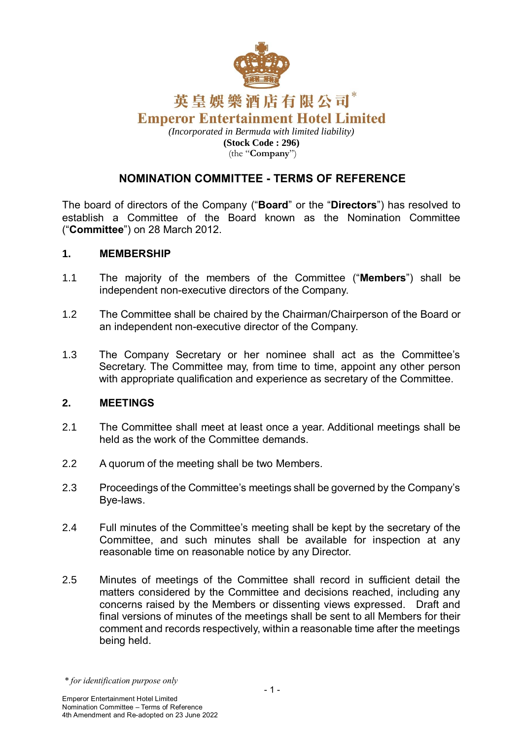英皇娛樂酒店有限公司*

**Emperor Entertainment Hotel Limited**

*(Incorporated in Bermuda with limited liability)*

**(Stock Code : 296)**

(the "**Company**")

# NOMINATION COMMITTEE - TERMS OF REFERENCE

The board of directors of the Company ("**Board**" or the "**Directors**") has resolved to establish a Committee of the Board known as the Nomination Committee ("**Committee**") on 28 March 2012.

## 1. MEMBERSHIP

1.1 The majority of the members of the Committee ("**Members**") shall be independent non-executive directors of the Company.

1.2 The Committee shall be chaired by the Chairman/Chairperson of the Board or an independent non-executive director of the Company.

1.3 The Company Secretary or her nominee shall act as the Committee's Secretary. The Committee may, from time to time, appoint any other person with appropriate qualification and experience as secretary of the Committee.

## 2. MEETINGS

2.1 The Committee shall meet at least once a year. Additional meetings shall be held as the work of the Committee demands.

2.2 A quorum of the meeting shall be two Members.

2.3 Proceedings of the Committee's meetings shall be governed by the Company's Bye-laws.

2.4 Full minutes of the Committee's meeting shall be kept by the secretary of the Committee, and such minutes shall be available for inspection at any reasonable time on reasonable notice by any Director.

2.5 Minutes of meetings of the Committee shall record in sufficient detail the matters considered by the Committee and decisions reached, including any concerns raised by the Members or dissenting views expressed. Draft and final versions of minutes of the meetings shall be sent to all Members for their comment and records respectively, within a reasonable time after the meetings being held.

*\* for identification purpose only*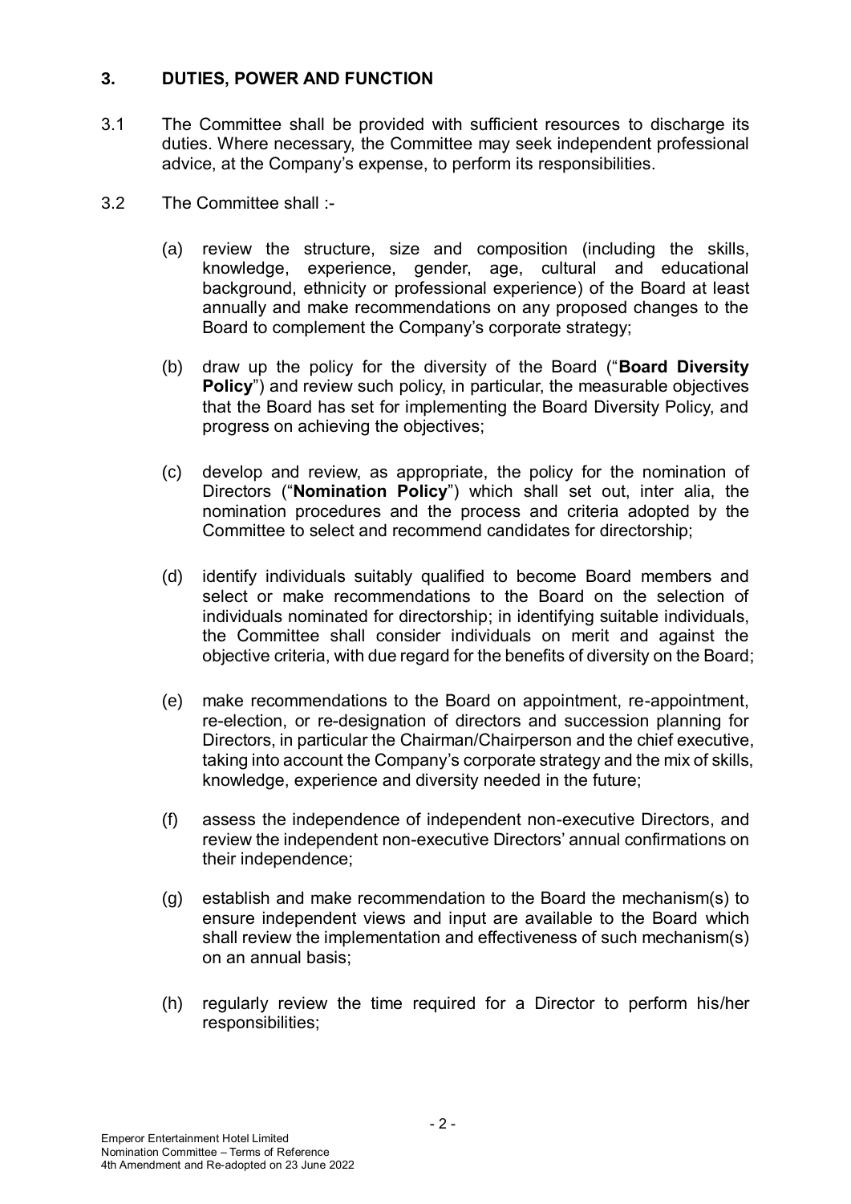## 3. DUTIES, POWER AND FUNCTION

3.1 The Committee shall be provided with sufficient resources to discharge its duties. Where necessary, the Committee may seek independent professional advice, at the Company's expense, to perform its responsibilities.

3.2 The Committee shall :-

(a) review the structure, size and composition (including the skills, knowledge, experience, gender, age, cultural and educational background, ethnicity or professional experience) of the Board at least annually and make recommendations on any proposed changes to the Board to complement the Company's corporate strategy;

(b) draw up the policy for the diversity of the Board ("**Board Diversity Policy**") and review such policy, in particular, the measurable objectives that the Board has set for implementing the Board Diversity Policy, and progress on achieving the objectives;

(c) develop and review, as appropriate, the policy for the nomination of Directors ("**Nomination Policy**") which shall set out, inter alia, the nomination procedures and the process and criteria adopted by the Committee to select and recommend candidates for directorship;

(d) identify individuals suitably qualified to become Board members and select or make recommendations to the Board on the selection of individuals nominated for directorship; in identifying suitable individuals, the Committee shall consider individuals on merit and against the objective criteria, with due regard for the benefits of diversity on the Board;

(e) make recommendations to the Board on appointment, re-appointment, re-election, or re-designation of directors and succession planning for Directors, in particular the Chairman/Chairperson and the chief executive, taking into account the Company's corporate strategy and the mix of skills, knowledge, experience and diversity needed in the future;

(f) assess the independence of independent non-executive Directors, and review the independent non-executive Directors' annual confirmations on their independence;

(g) establish and make recommendation to the Board the mechanism(s) to ensure independent views and input are available to the Board which shall review the implementation and effectiveness of such mechanism(s) on an annual basis;

(h) regularly review the time required for a Director to perform his/her responsibilities;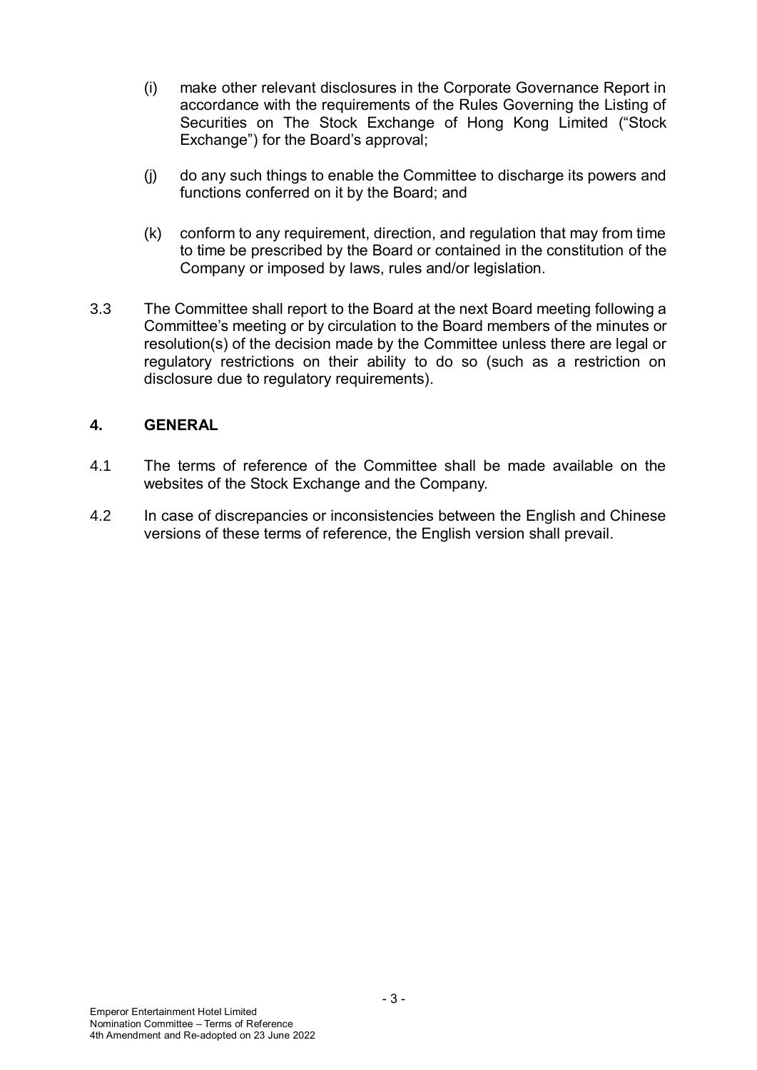(i) make other relevant disclosures in the Corporate Governance Report in accordance with the requirements of the Rules Governing the Listing of Securities on The Stock Exchange of Hong Kong Limited ("Stock Exchange") for the Board's approval;

(j) do any such things to enable the Committee to discharge its powers and functions conferred on it by the Board; and

(k) conform to any requirement, direction, and regulation that may from time to time be prescribed by the Board or contained in the constitution of the Company or imposed by laws, rules and/or legislation.

3.3 The Committee shall report to the Board at the next Board meeting following a Committee's meeting or by circulation to the Board members of the minutes or resolution(s) of the decision made by the Committee unless there are legal or regulatory restrictions on their ability to do so (such as a restriction on disclosure due to regulatory requirements).

## 4. GENERAL

4.1 The terms of reference of the Committee shall be made available on the websites of the Stock Exchange and the Company.

4.2 In case of discrepancies or inconsistencies between the English and Chinese versions of these terms of reference, the English version shall prevail.